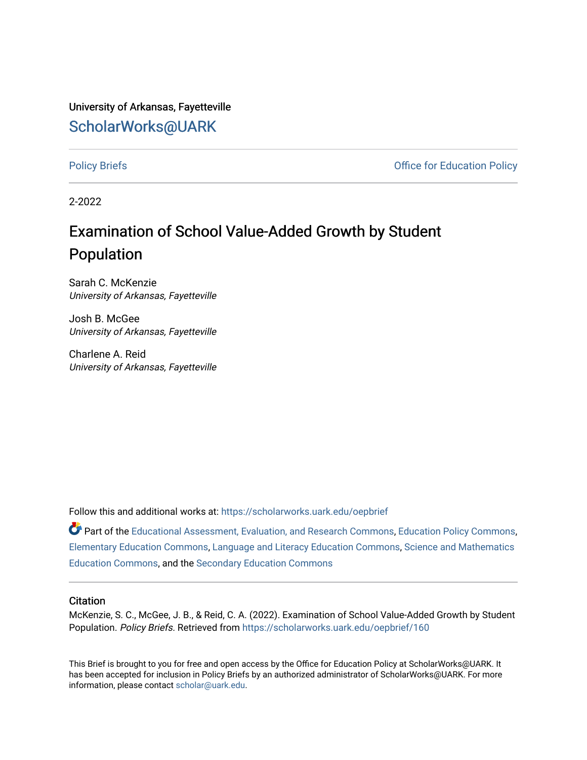University of Arkansas, Fayetteville

## ScholarWorks@UARK

Policy Briefs | Office for Education Policy

2-2022

# Examination of School Value-Added Growth by Student Population

Sarah C. McKenzie
*University of Arkansas, Fayetteville*

Josh B. McGee
*University of Arkansas, Fayetteville*

Charlene A. Reid
*University of Arkansas, Fayetteville*

Follow this and additional works at: https://scholarworks.uark.edu/oepbrief

Part of the Educational Assessment, Evaluation, and Research Commons, Education Policy Commons, Elementary Education Commons, Language and Literacy Education Commons, Science and Mathematics Education Commons, and the Secondary Education Commons

### Citation

McKenzie, S. C., McGee, J. B., & Reid, C. A. (2022). Examination of School Value-Added Growth by Student Population. *Policy Briefs.* Retrieved from https://scholarworks.uark.edu/oepbrief/160

This Brief is brought to you for free and open access by the Office for Education Policy at ScholarWorks@UARK. It has been accepted for inclusion in Policy Briefs by an authorized administrator of ScholarWorks@UARK. For more information, please contact scholar@uark.edu.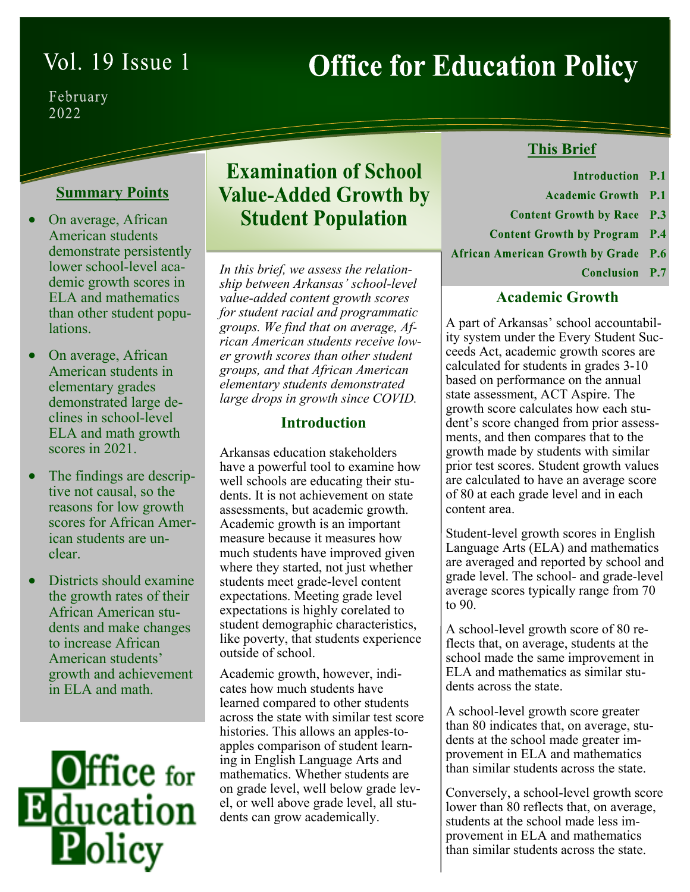# Office for Education Policy

Vol. 19 Issue 1

February 2022

## Examination of School Value-Added Growth by Student Population

### Summary Points

- On average, African American students demonstrate persistently lower school-level academic growth scores in ELA and mathematics than other student populations.
- On average, African American students in elementary grades demonstrated large declines in school-level ELA and math growth scores in 2021.
- The findings are descriptive not causal, so the reasons for low growth scores for African American students are unclear.
- Districts should examine the growth rates of their African American students and make changes to increase African American students' growth and achievement in ELA and math.

### This Brief

| | |
|---|---|
| Introduction | P.1 |
| Academic Growth | P.1 |
| Content Growth by Race | P.3 |
| Content Growth by Program | P.4 |
| African American Growth by Grade | P.6 |
| Conclusion | P.7 |

*In this brief, we assess the relationship between Arkansas' school-level value-added content growth scores for student racial and programmatic groups. We find that on average, African American students receive lower growth scores than other student groups, and that African American elementary students demonstrated large drops in growth since COVID.*

### Introduction

Arkansas education stakeholders have a powerful tool to examine how well schools are educating their students. It is not achievement on state assessments, but academic growth. Academic growth is an important measure because it measures how much students have improved given where they started, not just whether students meet grade-level content expectations. Meeting grade level expectations is highly corelated to student demographic characteristics, like poverty, that students experience outside of school.

Academic growth, however, indicates how much students have learned compared to other students across the state with similar test score histories. This allows an apples-to-apples comparison of student learning in English Language Arts and mathematics. Whether students are on grade level, well below grade level, or well above grade level, all students can grow academically.

### Academic Growth

A part of Arkansas' school accountability system under the Every Student Succeeds Act, academic growth scores are calculated for students in grades 3-10 based on performance on the annual state assessment, ACT Aspire. The growth score calculates how each student's score changed from prior assessments, and then compares that to the growth made by students with similar prior test scores. Student growth values are calculated to have an average score of 80 at each grade level and in each content area.

Student-level growth scores in English Language Arts (ELA) and mathematics are averaged and reported by school and grade level. The school- and grade-level average scores typically range from 70 to 90.

A school-level growth score of 80 reflects that, on average, students at the school made the same improvement in ELA and mathematics as similar students across the state.

A school-level growth score greater than 80 indicates that, on average, students at the school made greater improvement in ELA and mathematics than similar students across the state.

Conversely, a school-level growth score lower than 80 reflects that, on average, students at the school made less improvement in ELA and mathematics than similar students across the state.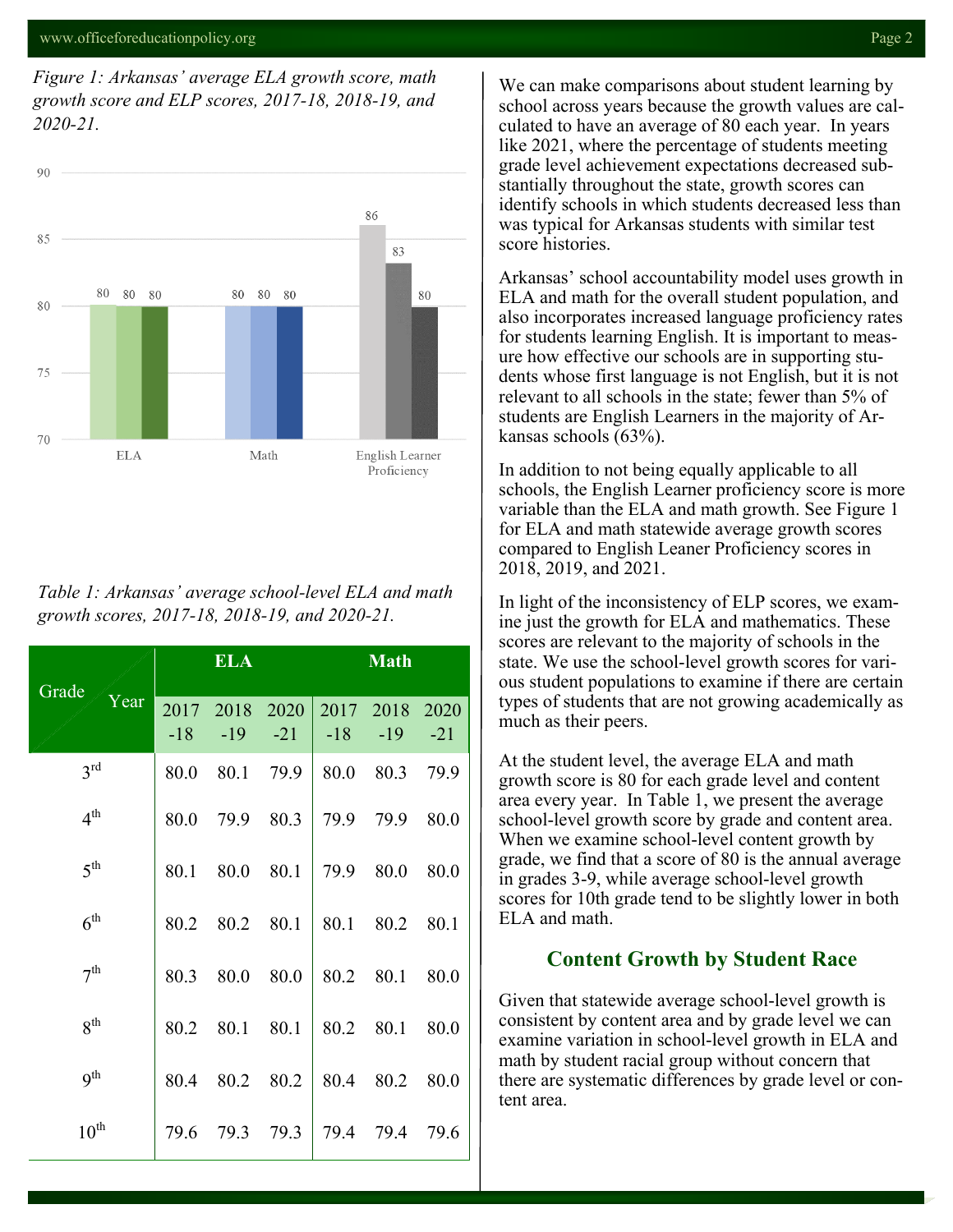*Figure 1: Arkansas' average ELA growth score, math growth score and ELP scores, 2017-18, 2018-19, and 2020-21.*

*Table 1: Arkansas' average school-level ELA and math growth scores, 2017-18, 2018-19, and 2020-21.*

| Grade / Year | ELA 2017-18 | ELA 2018-19 | ELA 2020-21 | Math 2017-18 | Math 2018-19 | Math 2020-21 |
|---|---|---|---|---|---|---|
| 3rd | 80.0 | 80.1 | 79.9 | 80.0 | 80.3 | 79.9 |
| 4th | 80.0 | 79.9 | 80.3 | 79.9 | 79.9 | 80.0 |
| 5th | 80.1 | 80.0 | 80.1 | 79.9 | 80.0 | 80.0 |
| 6th | 80.2 | 80.2 | 80.1 | 80.1 | 80.2 | 80.1 |
| 7th | 80.3 | 80.0 | 80.0 | 80.2 | 80.1 | 80.0 |
| 8th | 80.2 | 80.1 | 80.1 | 80.2 | 80.1 | 80.0 |
| 9th | 80.4 | 80.2 | 80.2 | 80.4 | 80.2 | 80.0 |
| 10th | 79.6 | 79.3 | 79.3 | 79.4 | 79.4 | 79.6 |

We can make comparisons about student learning by school across years because the growth values are calculated to have an average of 80 each year. In years like 2021, where the percentage of students meeting grade level achievement expectations decreased substantially throughout the state, growth scores can identify schools in which students decreased less than was typical for Arkansas students with similar test score histories.

Arkansas' school accountability model uses growth in ELA and math for the overall student population, and also incorporates increased language proficiency rates for students learning English. It is important to measure how effective our schools are in supporting students whose first language is not English, but it is not relevant to all schools in the state; fewer than 5% of students are English Learners in the majority of Arkansas schools (63%).

In addition to not being equally applicable to all schools, the English Learner proficiency score is more variable than the ELA and math growth. See Figure 1 for ELA and math statewide average growth scores compared to English Leaner Proficiency scores in 2018, 2019, and 2021.

In light of the inconsistency of ELP scores, we examine just the growth for ELA and mathematics. These scores are relevant to the majority of schools in the state. We use the school-level growth scores for various student populations to examine if there are certain types of students that are not growing academically as much as their peers.

At the student level, the average ELA and math growth score is 80 for each grade level and content area every year. In Table 1, we present the average school-level growth score by grade and content area. When we examine school-level content growth by grade, we find that a score of 80 is the annual average in grades 3-9, while average school-level growth scores for 10th grade tend to be slightly lower in both ELA and math.

## Content Growth by Student Race

Given that statewide average school-level growth is consistent by content area and by grade level we can examine variation in school-level growth in ELA and math by student racial group without concern that there are systematic differences by grade level or content area.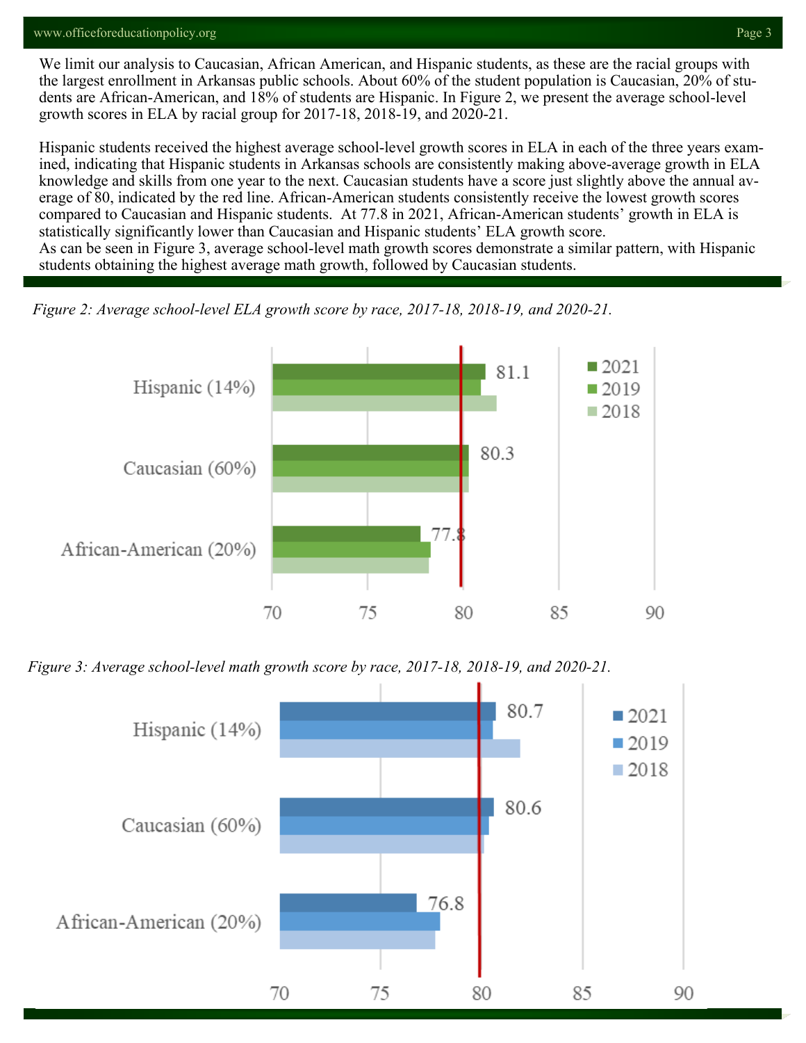We limit our analysis to Caucasian, African American, and Hispanic students, as these are the racial groups with the largest enrollment in Arkansas public schools. About 60% of the student population is Caucasian, 20% of students are African-American, and 18% of students are Hispanic. In Figure 2, we present the average school-level growth scores in ELA by racial group for 2017-18, 2018-19, and 2020-21.

Hispanic students received the highest average school-level growth scores in ELA in each of the three years examined, indicating that Hispanic students in Arkansas schools are consistently making above-average growth in ELA knowledge and skills from one year to the next. Caucasian students have a score just slightly above the annual average of 80, indicated by the red line. African-American students consistently receive the lowest growth scores compared to Caucasian and Hispanic students. At 77.8 in 2021, African-American students' growth in ELA is statistically significantly lower than Caucasian and Hispanic students' ELA growth score.

As can be seen in Figure 3, average school-level math growth scores demonstrate a similar pattern, with Hispanic students obtaining the highest average math growth, followed by Caucasian students.

*Figure 2: Average school-level ELA growth score by race, 2017-18, 2018-19, and 2020-21.*

| | 2021 |
|---|---|
| Hispanic (14%) | 81.1 |
| Caucasian (60%) | 80.3 |
| African-American (20%) | 77.8 |

*Figure 3: Average school-level math growth score by race, 2017-18, 2018-19, and 2020-21.*

| | 2021 |
|---|---|
| Hispanic (14%) | 80.7 |
| Caucasian (60%) | 80.6 |
| African-American (20%) | 76.8 |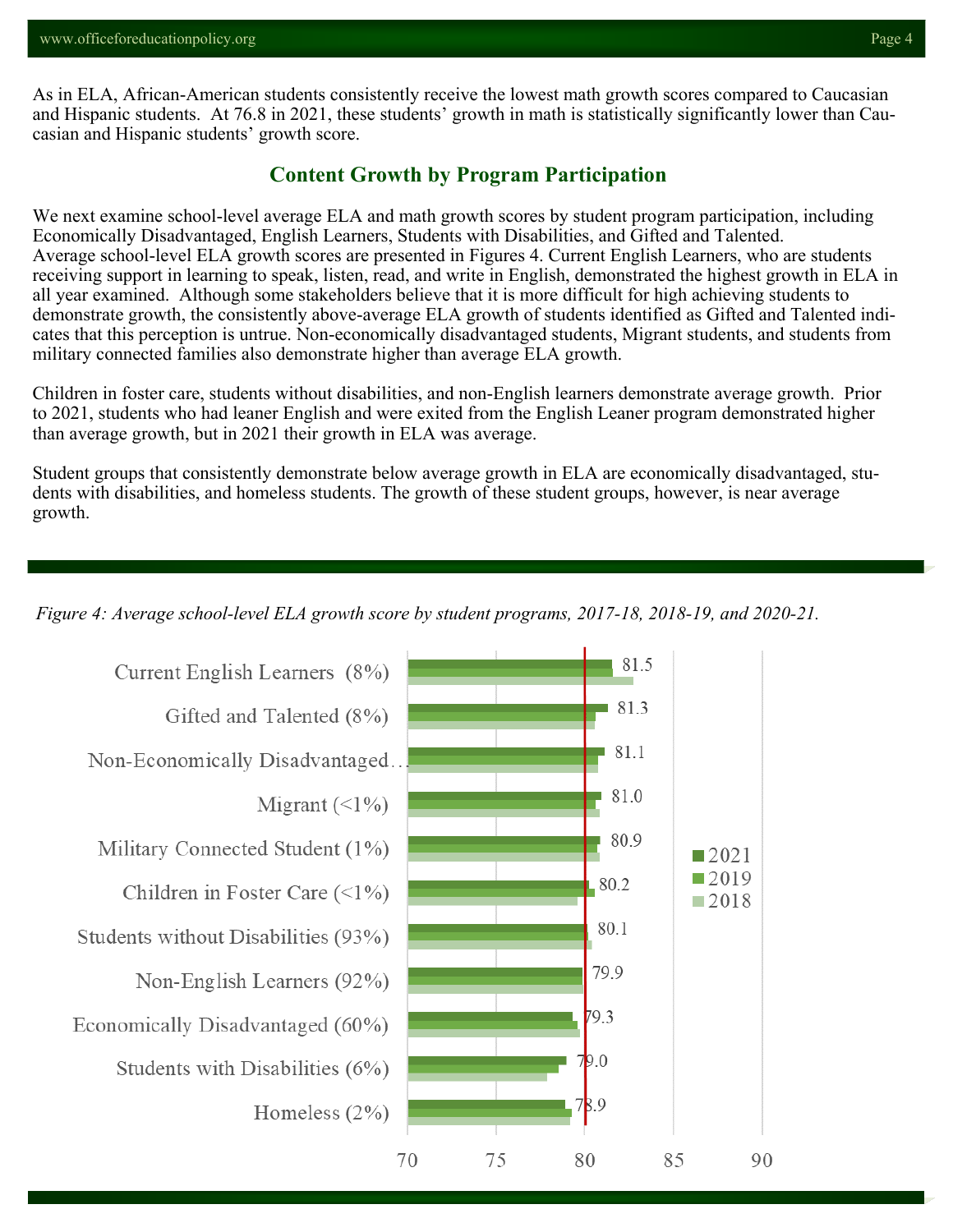As in ELA, African-American students consistently receive the lowest math growth scores compared to Caucasian and Hispanic students. At 76.8 in 2021, these students' growth in math is statistically significantly lower than Caucasian and Hispanic students' growth score.

## Content Growth by Program Participation

We next examine school-level average ELA and math growth scores by student program participation, including Economically Disadvantaged, English Learners, Students with Disabilities, and Gifted and Talented. Average school-level ELA growth scores are presented in Figures 4. Current English Learners, who are students receiving support in learning to speak, listen, read, and write in English, demonstrated the highest growth in ELA in all year examined. Although some stakeholders believe that it is more difficult for high achieving students to demonstrate growth, the consistently above-average ELA growth of students identified as Gifted and Talented indicates that this perception is untrue. Non-economically disadvantaged students, Migrant students, and students from military connected families also demonstrate higher than average ELA growth.

Children in foster care, students without disabilities, and non-English learners demonstrate average growth. Prior to 2021, students who had leaner English and were exited from the English Leaner program demonstrated higher than average growth, but in 2021 their growth in ELA was average.

Student groups that consistently demonstrate below average growth in ELA are economically disadvantaged, students with disabilities, and homeless students. The growth of these student groups, however, is near average growth.

*Figure 4: Average school-level ELA growth score by student programs, 2017-18, 2018-19, and 2020-21.*

| Student Program | 2021 |
|---|---|
| Current English Learners (8%) | 81.5 |
| Gifted and Talented (8%) | 81.3 |
| Non-Economically Disadvantaged... | 81.1 |
| Migrant (<1%) | 81.0 |
| Military Connected Student (1%) | 80.9 |
| Children in Foster Care (<1%) | 80.2 |
| Students without Disabilities (93%) | 80.1 |
| Non-English Learners (92%) | 79.9 |
| Economically Disadvantaged (60%) | 79.3 |
| Students with Disabilities (6%) | 79.0 |
| Homeless (2%) | 78.9 |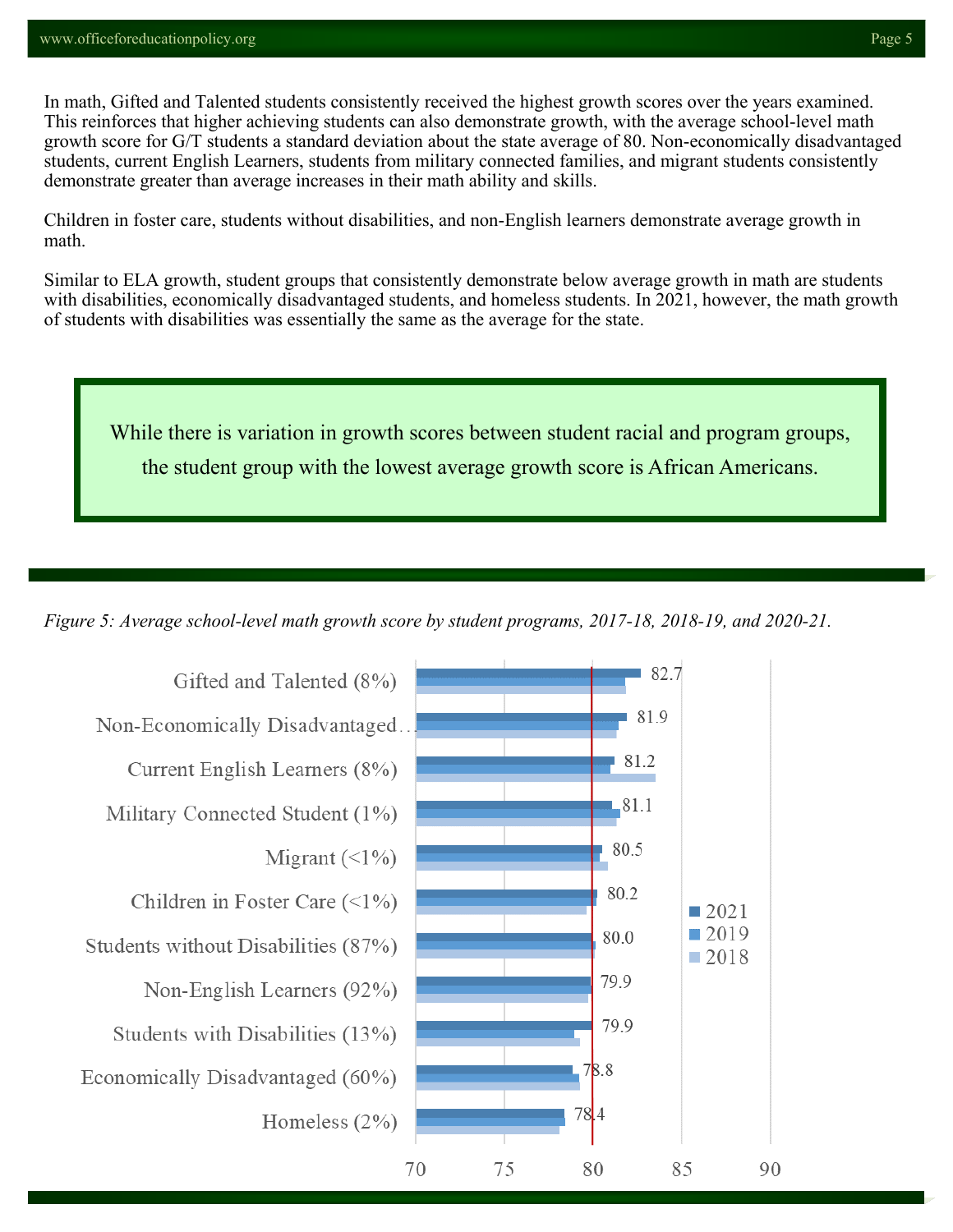In math, Gifted and Talented students consistently received the highest growth scores over the years examined. This reinforces that higher achieving students can also demonstrate growth, with the average school-level math growth score for G/T students a standard deviation about the state average of 80. Non-economically disadvantaged students, current English Learners, students from military connected families, and migrant students consistently demonstrate greater than average increases in their math ability and skills.

Children in foster care, students without disabilities, and non-English learners demonstrate average growth in math.

Similar to ELA growth, student groups that consistently demonstrate below average growth in math are students with disabilities, economically disadvantaged students, and homeless students. In 2021, however, the math growth of students with disabilities was essentially the same as the average for the state.

> While there is variation in growth scores between student racial and program groups, the student group with the lowest average growth score is African Americans.

*Figure 5: Average school-level math growth score by student programs, 2017-18, 2018-19, and 2020-21.*

| Student Program | 2021 |
|---|---|
| Gifted and Talented (8%) | 82.7 |
| Non-Economically Disadvantaged… | 81.9 |
| Current English Learners (8%) | 81.2 |
| Military Connected Student (1%) | 81.1 |
| Migrant (<1%) | 80.5 |
| Children in Foster Care (<1%) | 80.2 |
| Students without Disabilities (87%) | 80.0 |
| Non-English Learners (92%) | 79.9 |
| Students with Disabilities (13%) | 79.9 |
| Economically Disadvantaged (60%) | 78.8 |
| Homeless (2%) | 78.4 |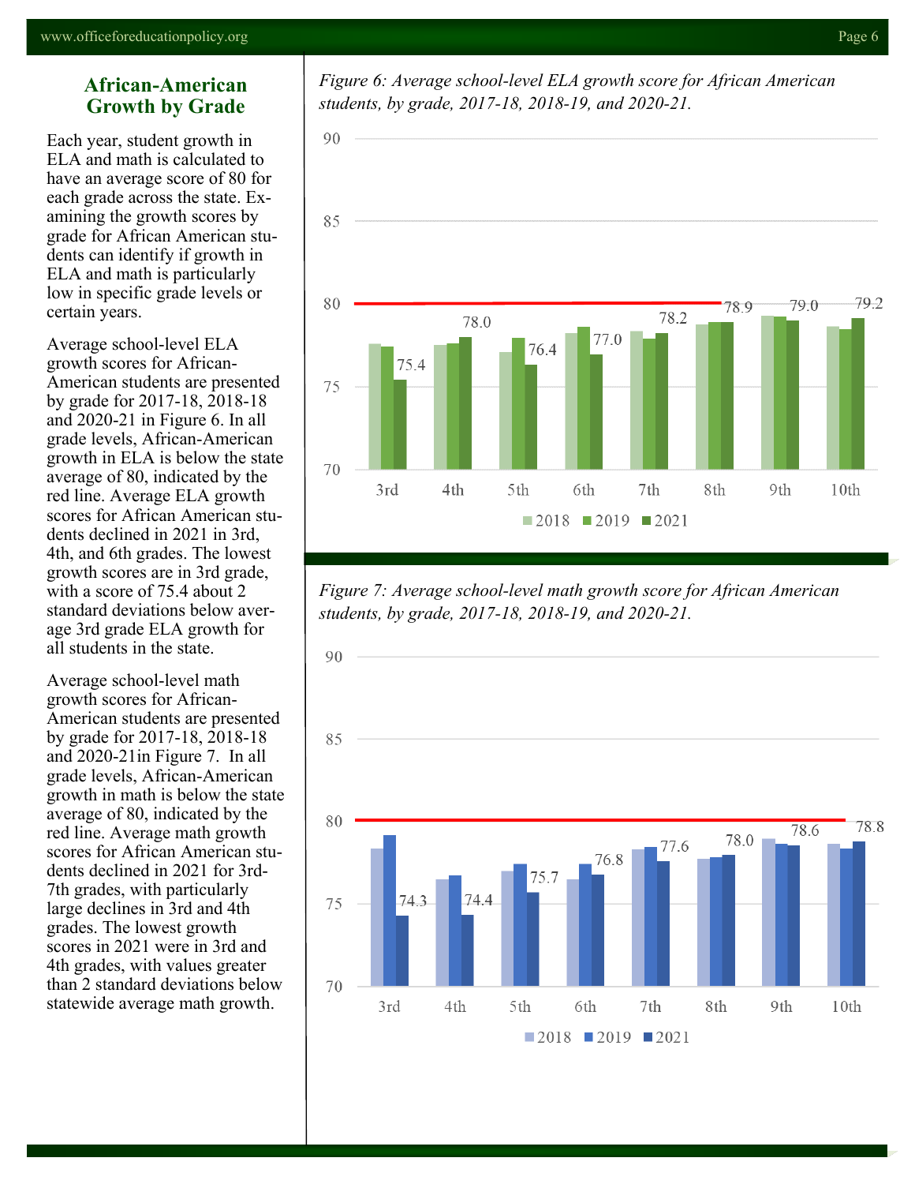## African-American Growth by Grade

Each year, student growth in ELA and math is calculated to have an average score of 80 for each grade across the state. Examining the growth scores by grade for African American students can identify if growth in ELA and math is particularly low in specific grade levels or certain years.

Average school-level ELA growth scores for African-American students are presented by grade for 2017-18, 2018-18 and 2020-21 in Figure 6. In all grade levels, African-American growth in ELA is below the state average of 80, indicated by the red line. Average ELA growth scores for African American students declined in 2021 in 3rd, 4th, and 6th grades. The lowest growth scores are in 3rd grade, with a score of 75.4 about 2 standard deviations below average 3rd grade ELA growth for all students in the state.

Average school-level math growth scores for African-American students are presented by grade for 2017-18, 2018-18 and 2020-21in Figure 7. In all grade levels, African-American growth in math is below the state average of 80, indicated by the red line. Average math growth scores for African American students declined in 2021 for 3rd-7th grades, with particularly large declines in 3rd and 4th grades. The lowest growth scores in 2021 were in 3rd and 4th grades, with values greater than 2 standard deviations below statewide average math growth.

*Figure 6: Average school-level ELA growth score for African American students, by grade, 2017-18, 2018-19, and 2020-21.*

| Grade | 2021 |
|---|---|
| 3rd | 75.4 |
| 4th | 78.0 |
| 5th | 76.4 |
| 6th | 77.0 |
| 7th | 78.2 |
| 8th | 78.9 |
| 9th | 79.0 |
| 10th | 79.2 |

*Figure 7: Average school-level math growth score for African American students, by grade, 2017-18, 2018-19, and 2020-21.*

| Grade | 2021 |
|---|---|
| 3rd | 74.3 |
| 4th | 74.4 |
| 5th | 75.7 |
| 6th | 76.8 |
| 7th | 77.6 |
| 8th | 78.0 |
| 9th | 78.6 |
| 10th | 78.8 |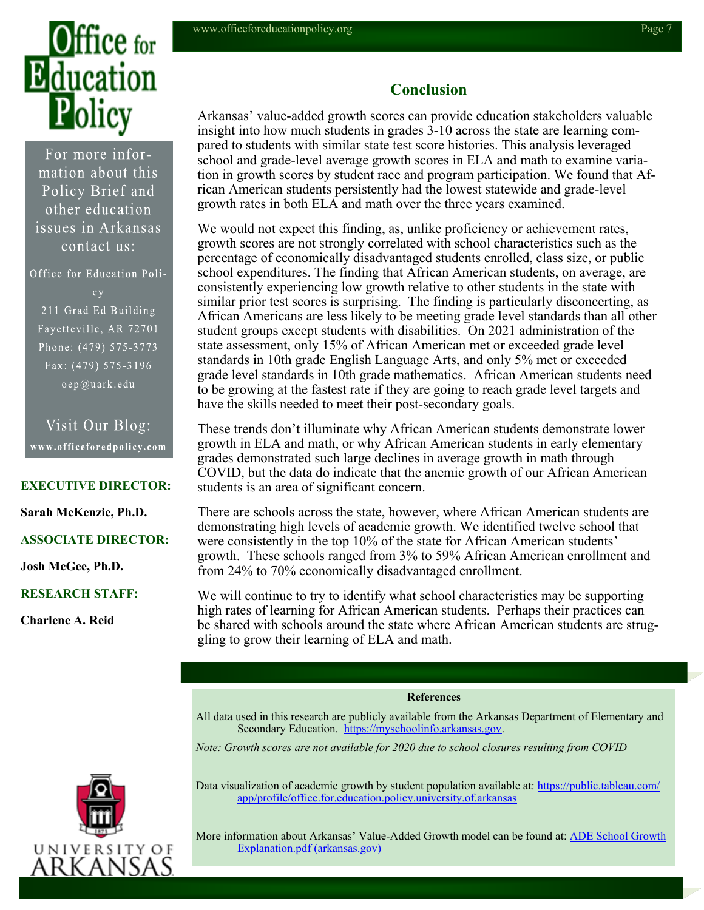## Conclusion

Arkansas' value-added growth scores can provide education stakeholders valuable insight into how much students in grades 3-10 across the state are learning compared to students with similar state test score histories. This analysis leveraged school and grade-level average growth scores in ELA and math to examine variation in growth scores by student race and program participation. We found that African American students persistently had the lowest statewide and grade-level growth rates in both ELA and math over the three years examined.

We would not expect this finding, as, unlike proficiency or achievement rates, growth scores are not strongly correlated with school characteristics such as the percentage of economically disadvantaged students enrolled, class size, or public school expenditures. The finding that African American students, on average, are consistently experiencing low growth relative to other students in the state with similar prior test scores is surprising. The finding is particularly disconcerting, as African Americans are less likely to be meeting grade level standards than all other student groups except students with disabilities. On 2021 administration of the state assessment, only 15% of African American met or exceeded grade level standards in 10th grade English Language Arts, and only 5% met or exceeded grade level standards in 10th grade mathematics. African American students need to be growing at the fastest rate if they are going to reach grade level targets and have the skills needed to meet their post-secondary goals.

These trends don't illuminate why African American students demonstrate lower growth in ELA and math, or why African American students in early elementary grades demonstrated such large declines in average growth in math through COVID, but the data do indicate that the anemic growth of our African American students is an area of significant concern.

There are schools across the state, however, where African American students are demonstrating high levels of academic growth. We identified twelve school that were consistently in the top 10% of the state for African American students' growth. These schools ranged from 3% to 59% African American enrollment and from 24% to 70% economically disadvantaged enrollment.

We will continue to try to identify what school characteristics may be supporting high rates of learning for African American students. Perhaps their practices can be shared with schools around the state where African American students are struggling to grow their learning of ELA and math.

### References

All data used in this research are publicly available from the Arkansas Department of Elementary and Secondary Education. https://myschoolinfo.arkansas.gov.

*Note: Growth scores are not available for 2020 due to school closures resulting from COVID*

Data visualization of academic growth by student population available at: https://public.tableau.com/app/profile/office.for.education.policy.university.of.arkansas

More information about Arkansas' Value-Added Growth model can be found at: ADE School Growth Explanation.pdf (arkansas.gov)

---

**Office for Education Policy**

For more information about this Policy Brief and other education issues in Arkansas contact us:

Office for Education Policy
211 Grad Ed Building
Fayetteville, AR 72701
Phone: (479) 575-3773
Fax: (479) 575-3196
oep@uark.edu

Visit Our Blog:
www.officeforedpolicy.com

**EXECUTIVE DIRECTOR:**

**Sarah McKenzie, Ph.D.**

**ASSOCIATE DIRECTOR:**

**Josh McGee, Ph.D.**

**RESEARCH STAFF:**

**Charlene A. Reid**

UNIVERSITY OF ARKANSAS